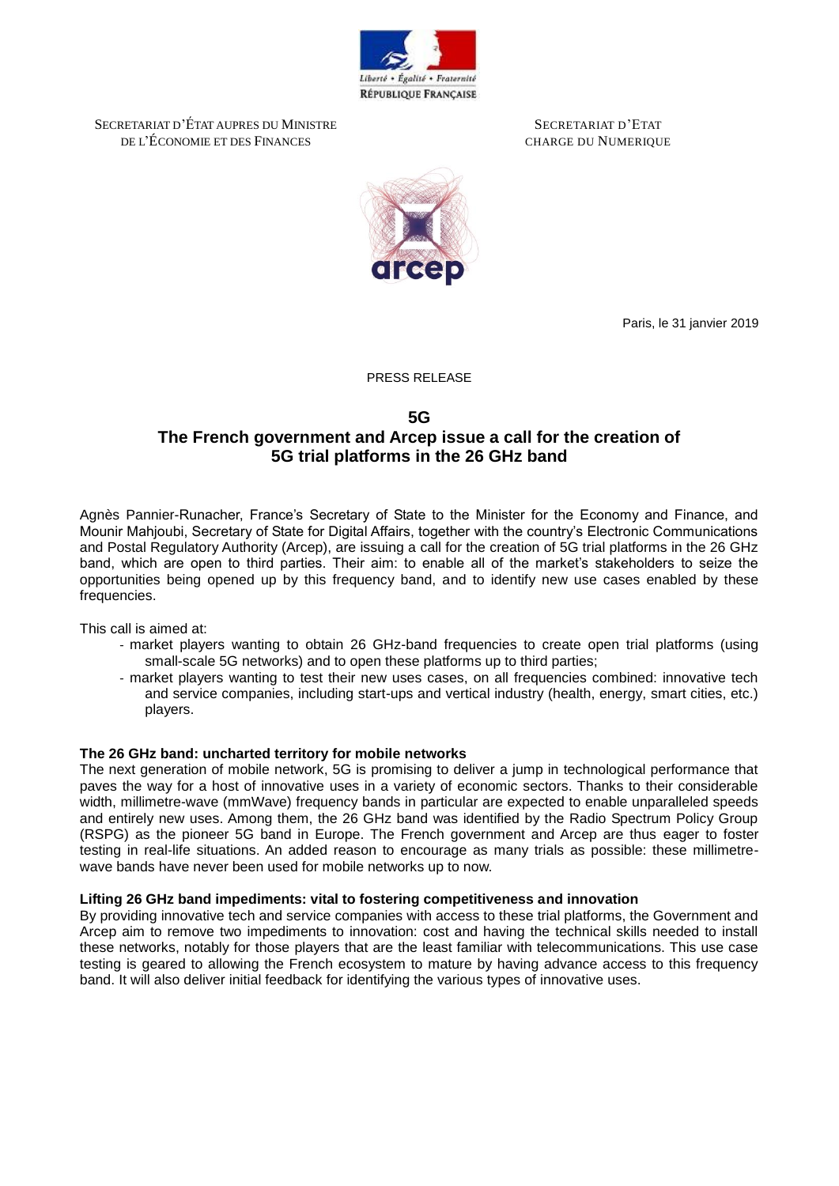SECRETARIAT D'ÉTAT AUPRES DU MINISTRE DE L'ÉCONOMIE ET DES FINANCES

SECRETARIAT D'ETAT CHARGE DU NUMERIQUE

Paris, le 31 janvier 2019

PRESS RELEASE

# 5G

# The French government and Arcep issue a call for the creation of 5G trial platforms in the 26 GHz band

Agnès Pannier-Runacher, France's Secretary of State to the Minister for the Economy and Finance, and Mounir Mahjoubi, Secretary of State for Digital Affairs, together with the country's Electronic Communications and Postal Regulatory Authority (Arcep), are issuing a call for the creation of 5G trial platforms in the 26 GHz band, which are open to third parties. Their aim: to enable all of the market's stakeholders to seize the opportunities being opened up by this frequency band, and to identify new use cases enabled by these frequencies.

This call is aimed at:

- market players wanting to obtain 26 GHz-band frequencies to create open trial platforms (using small-scale 5G networks) and to open these platforms up to third parties;
- market players wanting to test their new uses cases, on all frequencies combined: innovative tech and service companies, including start-ups and vertical industry (health, energy, smart cities, etc.) players.

**The 26 GHz band: uncharted territory for mobile networks**

The next generation of mobile network, 5G is promising to deliver a jump in technological performance that paves the way for a host of innovative uses in a variety of economic sectors. Thanks to their considerable width, millimetre-wave (mmWave) frequency bands in particular are expected to enable unparalleled speeds and entirely new uses. Among them, the 26 GHz band was identified by the Radio Spectrum Policy Group (RSPG) as the pioneer 5G band in Europe. The French government and Arcep are thus eager to foster testing in real-life situations. An added reason to encourage as many trials as possible: these millimetre-wave bands have never been used for mobile networks up to now.

**Lifting 26 GHz band impediments: vital to fostering competitiveness and innovation**

By providing innovative tech and service companies with access to these trial platforms, the Government and Arcep aim to remove two impediments to innovation: cost and having the technical skills needed to install these networks, notably for those players that are the least familiar with telecommunications. This use case testing is geared to allowing the French ecosystem to mature by having advance access to this frequency band. It will also deliver initial feedback for identifying the various types of innovative uses.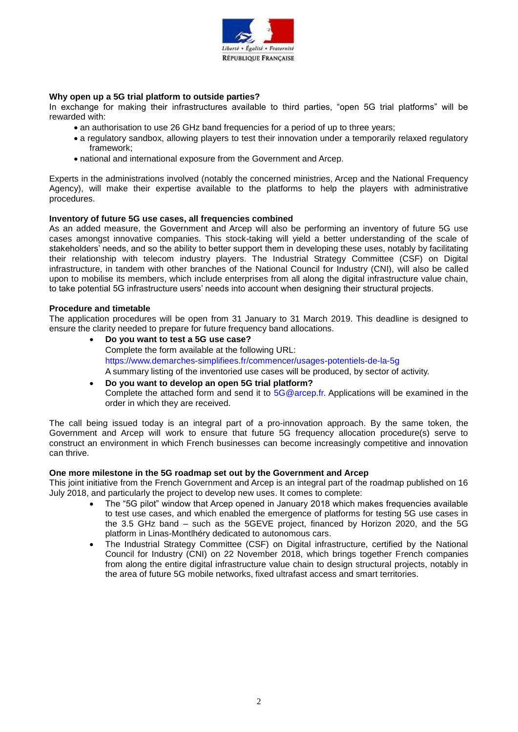**Why open up a 5G trial platform to outside parties?**

In exchange for making their infrastructures available to third parties, "open 5G trial platforms" will be rewarded with:

- an authorisation to use 26 GHz band frequencies for a period of up to three years;
- a regulatory sandbox, allowing players to test their innovation under a temporarily relaxed regulatory framework;
- national and international exposure from the Government and Arcep.

Experts in the administrations involved (notably the concerned ministries, Arcep and the National Frequency Agency), will make their expertise available to the platforms to help the players with administrative procedures.

**Inventory of future 5G use cases, all frequencies combined**

As an added measure, the Government and Arcep will also be performing an inventory of future 5G use cases amongst innovative companies. This stock-taking will yield a better understanding of the scale of stakeholders' needs, and so the ability to better support them in developing these uses, notably by facilitating their relationship with telecom industry players. The Industrial Strategy Committee (CSF) on Digital infrastructure, in tandem with other branches of the National Council for Industry (CNI), will also be called upon to mobilise its members, which include enterprises from all along the digital infrastructure value chain, to take potential 5G infrastructure users' needs into account when designing their structural projects.

**Procedure and timetable**

The application procedures will be open from 31 January to 31 March 2019. This deadline is designed to ensure the clarity needed to prepare for future frequency band allocations.

- **Do you want to test a 5G use case?**
  Complete the form available at the following URL:
  https://www.demarches-simplifiees.fr/commencer/usages-potentiels-de-la-5g
  A summary listing of the inventoried use cases will be produced, by sector of activity.
- **Do you want to develop an open 5G trial platform?**
  Complete the attached form and send it to 5G@arcep.fr. Applications will be examined in the order in which they are received.

The call being issued today is an integral part of a pro-innovation approach. By the same token, the Government and Arcep will work to ensure that future 5G frequency allocation procedure(s) serve to construct an environment in which French businesses can become increasingly competitive and innovation can thrive.

**One more milestone in the 5G roadmap set out by the Government and Arcep**

This joint initiative from the French Government and Arcep is an integral part of the roadmap published on 16 July 2018, and particularly the project to develop new uses. It comes to complete:

- The "5G pilot" window that Arcep opened in January 2018 which makes frequencies available to test use cases, and which enabled the emergence of platforms for testing 5G use cases in the 3.5 GHz band – such as the 5GEVE project, financed by Horizon 2020, and the 5G platform in Linas-Montlhéry dedicated to autonomous cars.
- The Industrial Strategy Committee (CSF) on Digital infrastructure, certified by the National Council for Industry (CNI) on 22 November 2018, which brings together French companies from along the entire digital infrastructure value chain to design structural projects, notably in the area of future 5G mobile networks, fixed ultrafast access and smart territories.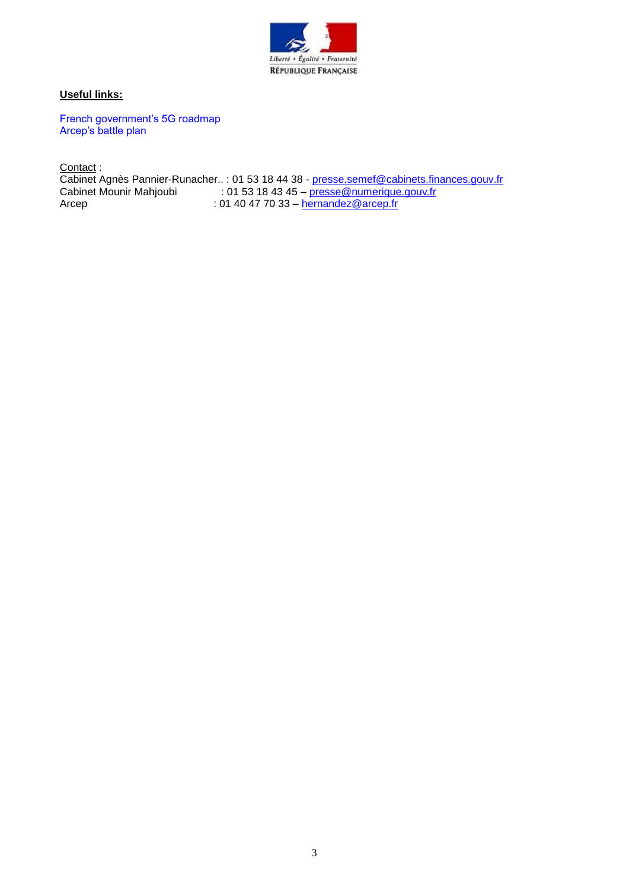**Useful links:**

French government's 5G roadmap
Arcep's battle plan

Contact :
Cabinet Agnès Pannier-Runacher.. : 01 53 18 44 38 - presse.semef@cabinets.finances.gouv.fr
Cabinet Mounir Mahjoubi : 01 53 18 43 45 – presse@numerique.gouv.fr
Arcep : 01 40 47 70 33 – hernandez@arcep.fr